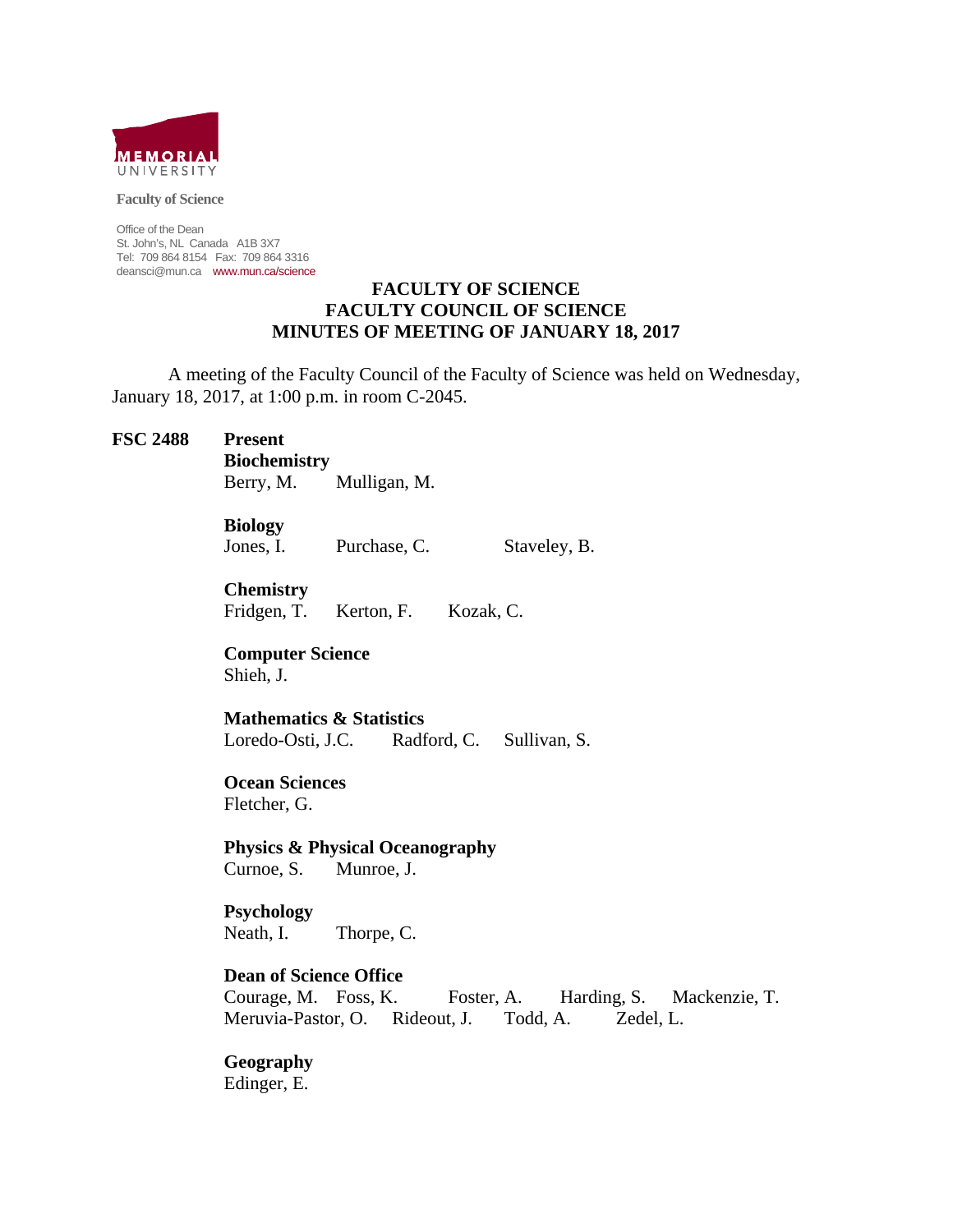MEMORIAL UNIVERSITY

**Faculty of Science**

Office of the Dean
St. John's, NL Canada A1B 3X7
Tel: 709 864 8154 Fax: 709 864 3316
deansci@mun.ca www.mun.ca/science

# FACULTY OF SCIENCE
## FACULTY COUNCIL OF SCIENCE
## MINUTES OF MEETING OF JANUARY 18, 2017

A meeting of the Faculty Council of the Faculty of Science was held on Wednesday, January 18, 2017, at 1:00 p.m. in room C-2045.

**FSC 2488** **Present**

**Biochemistry**
Berry, M. Mulligan, M.

**Biology**
Jones, I. Purchase, C. Staveley, B.

**Chemistry**
Fridgen, T. Kerton, F. Kozak, C.

**Computer Science**
Shieh, J.

**Mathematics & Statistics**
Loredo-Osti, J.C. Radford, C. Sullivan, S.

**Ocean Sciences**
Fletcher, G.

**Physics & Physical Oceanography**
Curnoe, S. Munroe, J.

**Psychology**
Neath, I. Thorpe, C.

**Dean of Science Office**
Courage, M. Foss, K. Foster, A. Harding, S. Mackenzie, T.
Meruvia-Pastor, O. Rideout, J. Todd, A. Zedel, L.

**Geography**
Edinger, E.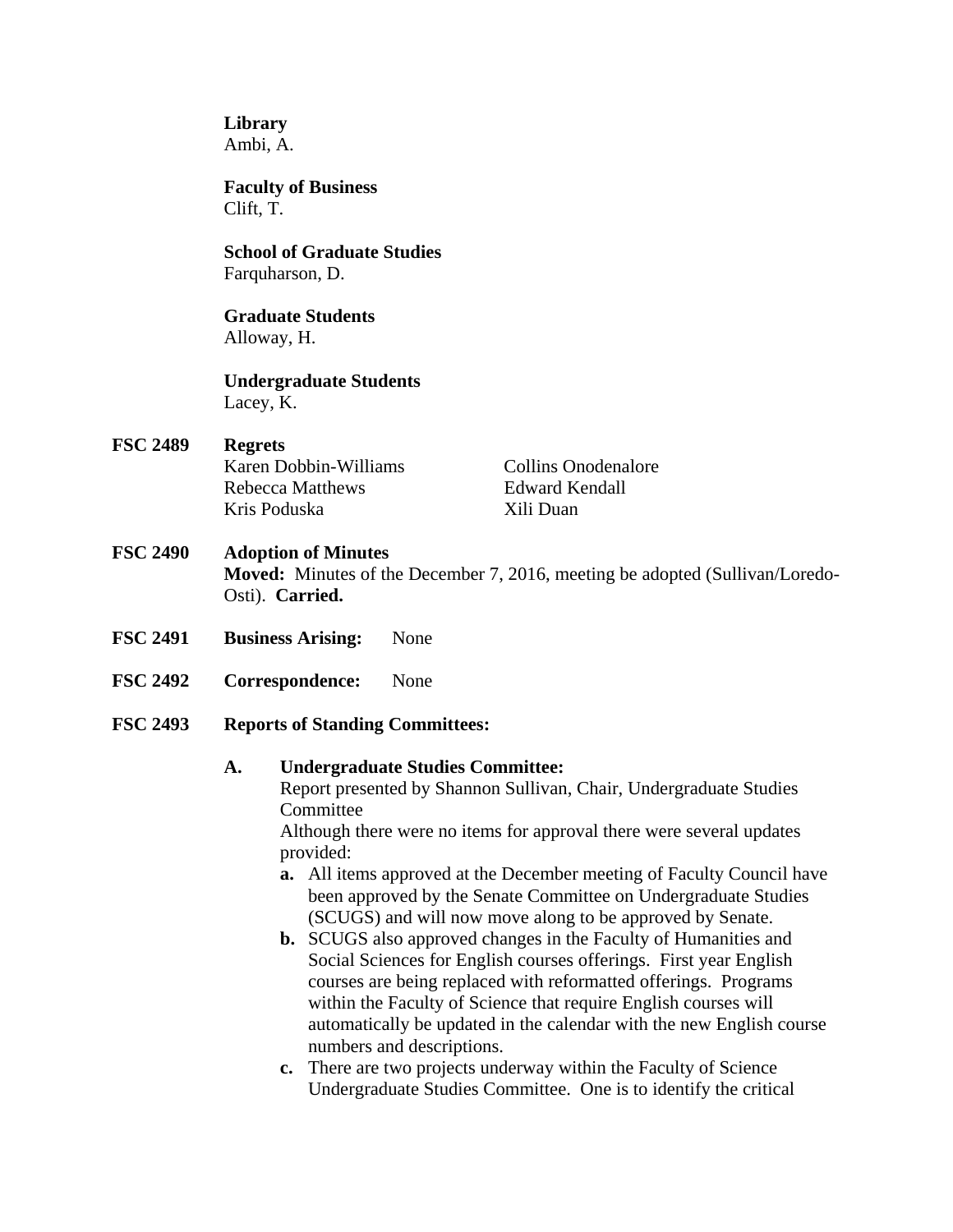**Library**
Ambi, A.

**Faculty of Business**
Clift, T.

**School of Graduate Studies**
Farquharson, D.

**Graduate Students**
Alloway, H.

**Undergraduate Students**
Lacey, K.

**FSC 2489 Regrets**

Karen Dobbin-Williams
Rebecca Matthews
Kris Poduska
Collins Onodenalore
Edward Kendall
Xili Duan

**FSC 2490 Adoption of Minutes**

**Moved:** Minutes of the December 7, 2016, meeting be adopted (Sullivan/Loredo-Osti). **Carried.**

**FSC 2491 Business Arising:** None

**FSC 2492 Correspondence:** None

**FSC 2493 Reports of Standing Committees:**

**A. Undergraduate Studies Committee:**

Report presented by Shannon Sullivan, Chair, Undergraduate Studies Committee

Although there were no items for approval there were several updates provided:

- **a.** All items approved at the December meeting of Faculty Council have been approved by the Senate Committee on Undergraduate Studies (SCUGS) and will now move along to be approved by Senate.
- **b.** SCUGS also approved changes in the Faculty of Humanities and Social Sciences for English courses offerings. First year English courses are being replaced with reformatted offerings. Programs within the Faculty of Science that require English courses will automatically be updated in the calendar with the new English course numbers and descriptions.
- **c.** There are two projects underway within the Faculty of Science Undergraduate Studies Committee. One is to identify the critical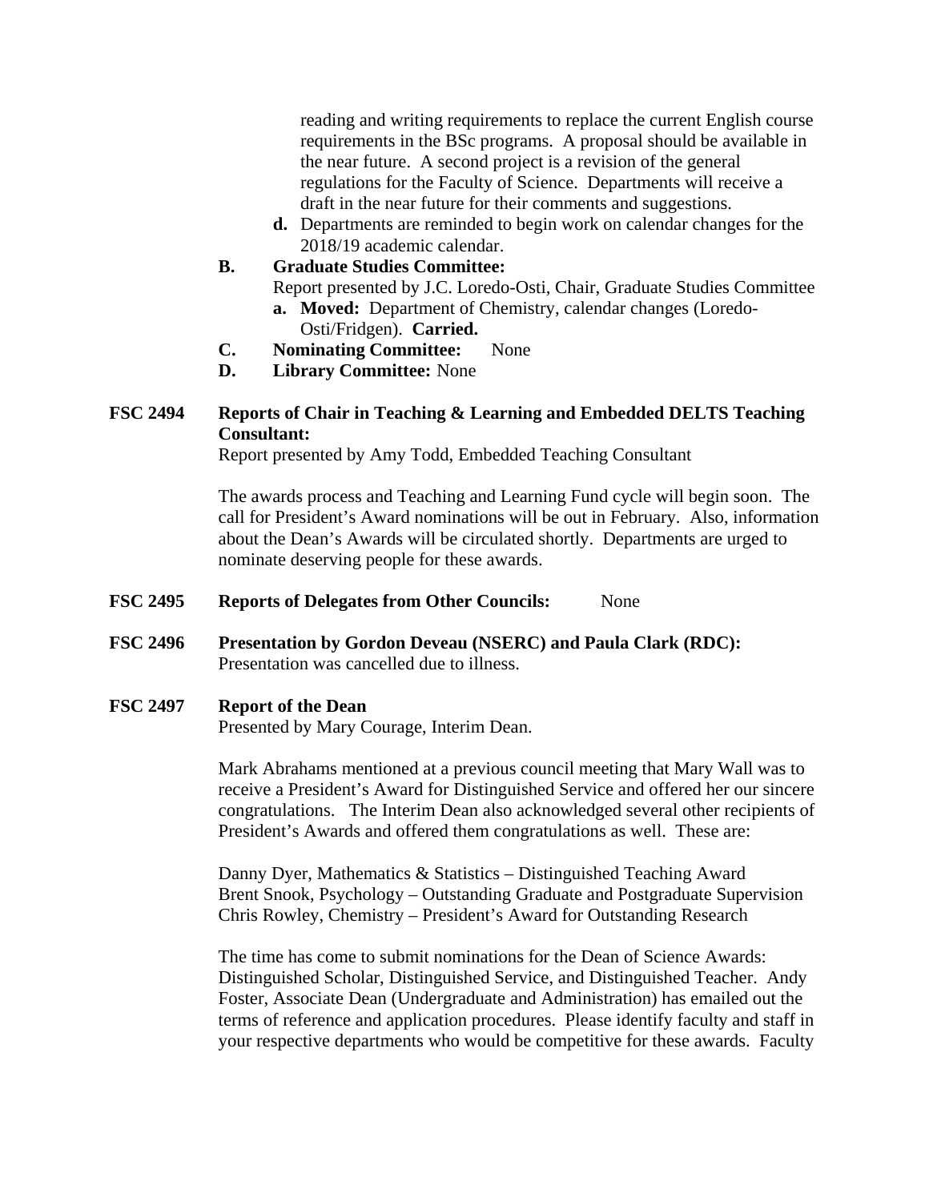reading and writing requirements to replace the current English course requirements in the BSc programs. A proposal should be available in the near future. A second project is a revision of the general regulations for the Faculty of Science. Departments will receive a draft in the near future for their comments and suggestions.

   **d.** Departments are reminded to begin work on calendar changes for the 2018/19 academic calendar.

**B. Graduate Studies Committee:**
Report presented by J.C. Loredo-Osti, Chair, Graduate Studies Committee

   **a. Moved:** Department of Chemistry, calendar changes (Loredo-Osti/Fridgen). **Carried.**

**C. Nominating Committee:** None

**D. Library Committee:** None

**FSC 2494 Reports of Chair in Teaching & Learning and Embedded DELTS Teaching Consultant:**
Report presented by Amy Todd, Embedded Teaching Consultant

The awards process and Teaching and Learning Fund cycle will begin soon. The call for President's Award nominations will be out in February. Also, information about the Dean's Awards will be circulated shortly. Departments are urged to nominate deserving people for these awards.

**FSC 2495 Reports of Delegates from Other Councils:** None

**FSC 2496 Presentation by Gordon Deveau (NSERC) and Paula Clark (RDC):**
Presentation was cancelled due to illness.

**FSC 2497 Report of the Dean**
Presented by Mary Courage, Interim Dean.

Mark Abrahams mentioned at a previous council meeting that Mary Wall was to receive a President's Award for Distinguished Service and offered her our sincere congratulations. The Interim Dean also acknowledged several other recipients of President's Awards and offered them congratulations as well. These are:

Danny Dyer, Mathematics & Statistics – Distinguished Teaching Award
Brent Snook, Psychology – Outstanding Graduate and Postgraduate Supervision
Chris Rowley, Chemistry – President's Award for Outstanding Research

The time has come to submit nominations for the Dean of Science Awards: Distinguished Scholar, Distinguished Service, and Distinguished Teacher. Andy Foster, Associate Dean (Undergraduate and Administration) has emailed out the terms of reference and application procedures. Please identify faculty and staff in your respective departments who would be competitive for these awards. Faculty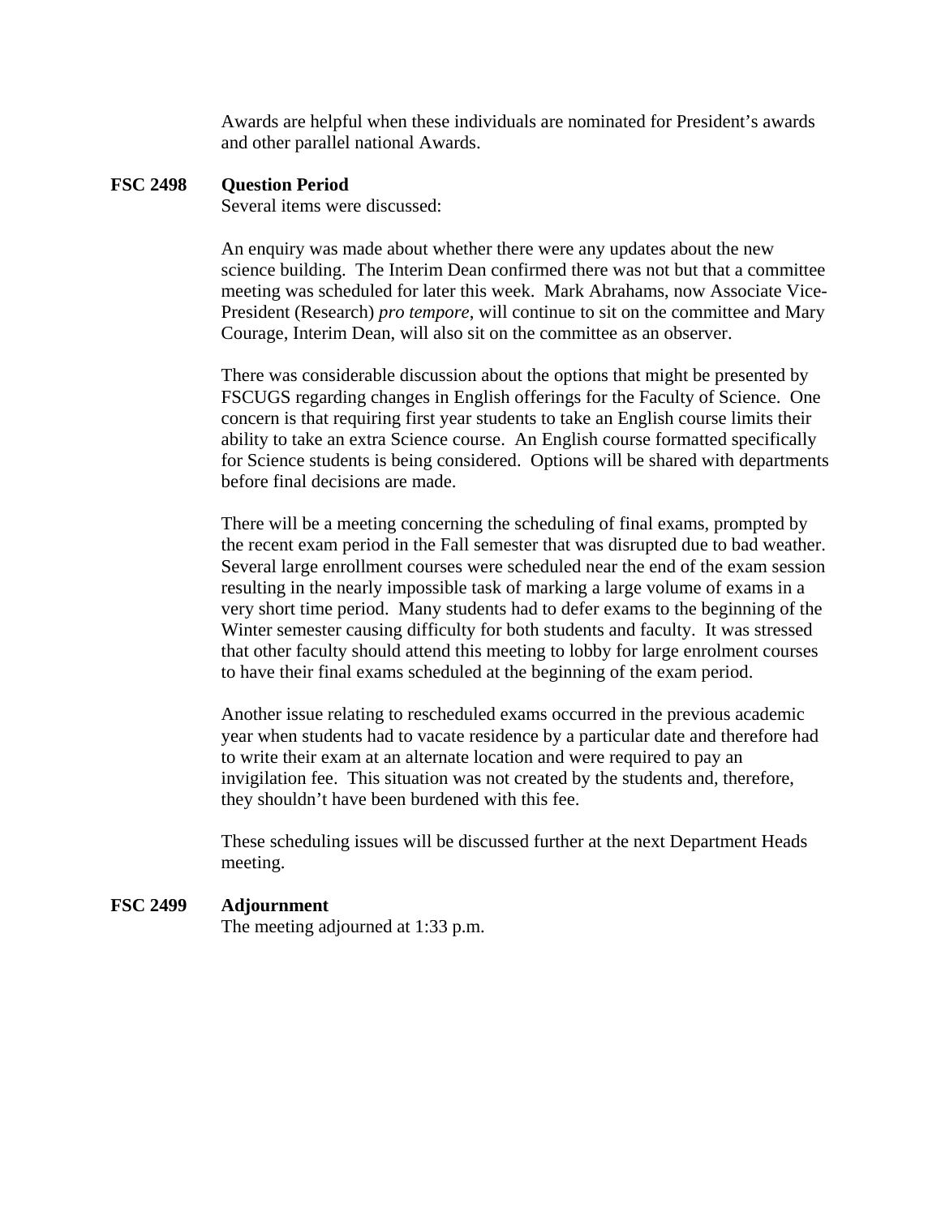Awards are helpful when these individuals are nominated for President's awards and other parallel national Awards.

**FSC 2498 Question Period**

Several items were discussed:

An enquiry was made about whether there were any updates about the new science building. The Interim Dean confirmed there was not but that a committee meeting was scheduled for later this week. Mark Abrahams, now Associate Vice-President (Research) *pro tempore*, will continue to sit on the committee and Mary Courage, Interim Dean, will also sit on the committee as an observer.

There was considerable discussion about the options that might be presented by FSCUGS regarding changes in English offerings for the Faculty of Science. One concern is that requiring first year students to take an English course limits their ability to take an extra Science course. An English course formatted specifically for Science students is being considered. Options will be shared with departments before final decisions are made.

There will be a meeting concerning the scheduling of final exams, prompted by the recent exam period in the Fall semester that was disrupted due to bad weather. Several large enrollment courses were scheduled near the end of the exam session resulting in the nearly impossible task of marking a large volume of exams in a very short time period. Many students had to defer exams to the beginning of the Winter semester causing difficulty for both students and faculty. It was stressed that other faculty should attend this meeting to lobby for large enrolment courses to have their final exams scheduled at the beginning of the exam period.

Another issue relating to rescheduled exams occurred in the previous academic year when students had to vacate residence by a particular date and therefore had to write their exam at an alternate location and were required to pay an invigilation fee. This situation was not created by the students and, therefore, they shouldn't have been burdened with this fee.

These scheduling issues will be discussed further at the next Department Heads meeting.

**FSC 2499 Adjournment**

The meeting adjourned at 1:33 p.m.